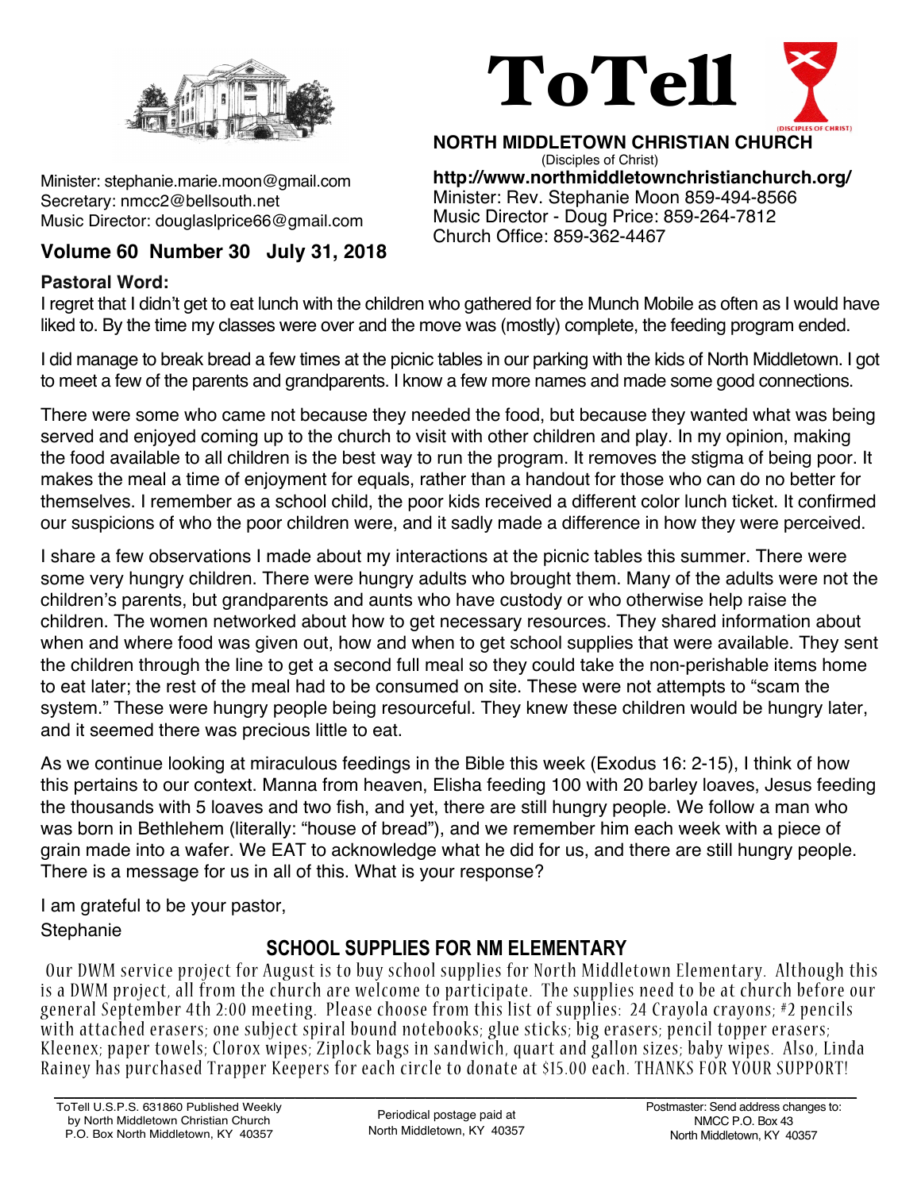# ToTell

**NORTH MIDDLETOWN CHRISTIAN CHURCH**
(Disciples of Christ)
**http://www.northmiddletownchristianchurch.org/**
Minister: Rev. Stephanie Moon 859-494-8566
Music Director - Doug Price: 859-264-7812
Church Office: 859-362-4467

Minister: stephanie.marie.moon@gmail.com
Secretary: nmcc2@bellsouth.net
Music Director: douglaslprice66@gmail.com

**Volume 60 Number 30 July 31, 2018**

**Pastoral Word:**

I regret that I didn't get to eat lunch with the children who gathered for the Munch Mobile as often as I would have liked to. By the time my classes were over and the move was (mostly) complete, the feeding program ended.

I did manage to break bread a few times at the picnic tables in our parking with the kids of North Middletown. I got to meet a few of the parents and grandparents. I know a few more names and made some good connections.

There were some who came not because they needed the food, but because they wanted what was being served and enjoyed coming up to the church to visit with other children and play. In my opinion, making the food available to all children is the best way to run the program. It removes the stigma of being poor. It makes the meal a time of enjoyment for equals, rather than a handout for those who can do no better for themselves. I remember as a school child, the poor kids received a different color lunch ticket. It confirmed our suspicions of who the poor children were, and it sadly made a difference in how they were perceived.

I share a few observations I made about my interactions at the picnic tables this summer. There were some very hungry children. There were hungry adults who brought them. Many of the adults were not the children's parents, but grandparents and aunts who have custody or who otherwise help raise the children. The women networked about how to get necessary resources. They shared information about when and where food was given out, how and when to get school supplies that were available. They sent the children through the line to get a second full meal so they could take the non-perishable items home to eat later; the rest of the meal had to be consumed on site. These were not attempts to "scam the system." These were hungry people being resourceful. They knew these children would be hungry later, and it seemed there was precious little to eat.

As we continue looking at miraculous feedings in the Bible this week (Exodus 16: 2-15), I think of how this pertains to our context. Manna from heaven, Elisha feeding 100 with 20 barley loaves, Jesus feeding the thousands with 5 loaves and two fish, and yet, there are still hungry people. We follow a man who was born in Bethlehem (literally: "house of bread"), and we remember him each week with a piece of grain made into a wafer. We EAT to acknowledge what he did for us, and there are still hungry people. There is a message for us in all of this. What is your response?

I am grateful to be your pastor,
Stephanie

## SCHOOL SUPPLIES FOR NM ELEMENTARY

Our DWM service project for August is to buy school supplies for North Middletown Elementary. Although this is a DWM project, all from the church are welcome to participate. The supplies need to be at church before our general September 4th 2:00 meeting. Please choose from this list of supplies: 24 Crayola crayons; #2 pencils with attached erasers; one subject spiral bound notebooks; glue sticks; big erasers; pencil topper erasers; Kleenex; paper towels; Clorox wipes; Ziplock bags in sandwich, quart and gallon sizes; baby wipes. Also, Linda Rainey has purchased Trapper Keepers for each circle to donate at $15.00 each. THANKS FOR YOUR SUPPORT!

ToTell U.S.P.S. 631860 Published Weekly by North Middletown Christian Church P.O. Box North Middletown, KY 40357

Periodical postage paid at North Middletown, KY 40357

Postmaster: Send address changes to: NMCC P.O. Box 43 North Middletown, KY 40357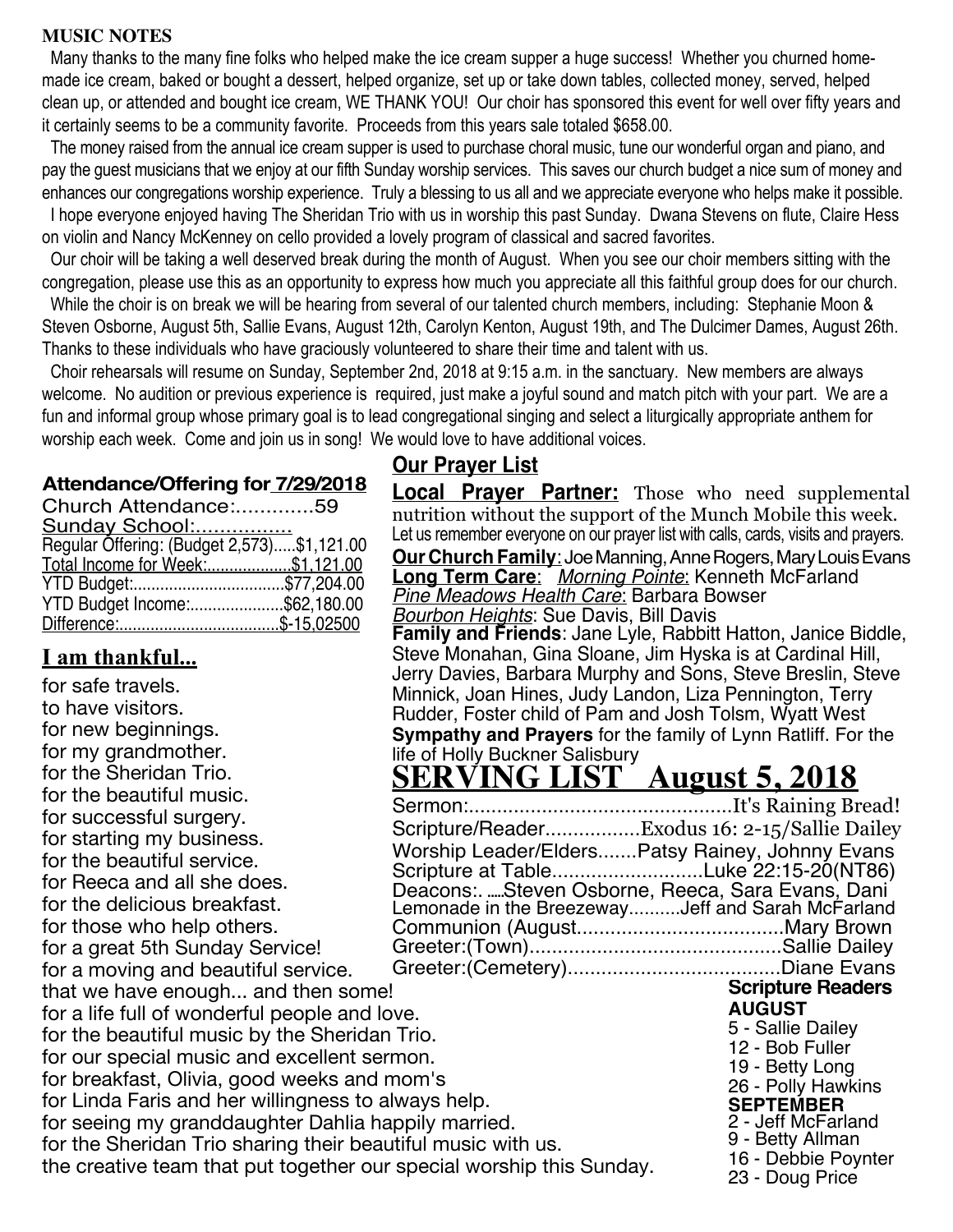**MUSIC NOTES**

Many thanks to the many fine folks who helped make the ice cream supper a huge success! Whether you churned home-made ice cream, baked or bought a dessert, helped organize, set up or take down tables, collected money, served, helped clean up, or attended and bought ice cream, WE THANK YOU! Our choir has sponsored this event for well over fifty years and it certainly seems to be a community favorite. Proceeds from this years sale totaled $658.00.

The money raised from the annual ice cream supper is used to purchase choral music, tune our wonderful organ and piano, and pay the guest musicians that we enjoy at our fifth Sunday worship services. This saves our church budget a nice sum of money and enhances our congregations worship experience. Truly a blessing to us all and we appreciate everyone who helps make it possible.

I hope everyone enjoyed having The Sheridan Trio with us in worship this past Sunday. Dwana Stevens on flute, Claire Hess on violin and Nancy McKenney on cello provided a lovely program of classical and sacred favorites.

Our choir will be taking a well deserved break during the month of August. When you see our choir members sitting with the congregation, please use this as an opportunity to express how much you appreciate all this faithful group does for our church.

While the choir is on break we will be hearing from several of our talented church members, including: Stephanie Moon & Steven Osborne, August 5th, Sallie Evans, August 12th, Carolyn Kenton, August 19th, and The Dulcimer Dames, August 26th. Thanks to these individuals who have graciously volunteered to share their time and talent with us.

Choir rehearsals will resume on Sunday, September 2nd, 2018 at 9:15 a.m. in the sanctuary. New members are always welcome. No audition or previous experience is required, just make a joyful sound and match pitch with your part. We are a fun and informal group whose primary goal is to lead congregational singing and select a liturgically appropriate anthem for worship each week. Come and join us in song! We would love to have additional voices.

**Attendance/Offering for 7/29/2018**

Church Attendance:.............59
Sunday School:................
Regular Offering: (Budget 2,573).....$1,121.00
Total Income for Week:...................$1,121.00
YTD Budget:..................................$77,204.00
YTD Budget Income:.....................$62,180.00
Difference:....................................$-15,02500

## I am thankful...

for safe travels.
to have visitors.
for new beginnings.
for my grandmother.
for the Sheridan Trio.
for the beautiful music.
for successful surgery.
for starting my business.
for the beautiful service.
for Reeca and all she does.
for the delicious breakfast.
for those who help others.
for a great 5th Sunday Service!
for a moving and beautiful service.
that we have enough... and then some!
for a life full of wonderful people and love.
for the beautiful music by the Sheridan Trio.
for our special music and excellent sermon.
for breakfast, Olivia, good weeks and mom's
for Linda Faris and her willingness to always help.
for seeing my granddaughter Dahlia happily married.
for the Sheridan Trio sharing their beautiful music with us.
the creative team that put together our special worship this Sunday.

## Our Prayer List

**Local Prayer Partner:** Those who need supplemental nutrition without the support of the Munch Mobile this week.
Let us remember everyone on our prayer list with calls, cards, visits and prayers.

**Our Church Family**: Joe Manning, Anne Rogers, Mary Louis Evans

**Long Term Care**: *Morning Pointe*: Kenneth McFarland
*Pine Meadows Health Care*: Barbara Bowser
*Bourbon Heights*: Sue Davis, Bill Davis

**Family and Friends**: Jane Lyle, Rabbitt Hatton, Janice Biddle, Steve Monahan, Gina Sloane, Jim Hyska is at Cardinal Hill, Jerry Davies, Barbara Murphy and Sons, Steve Breslin, Steve Minnick, Joan Hines, Judy Landon, Liza Pennington, Terry Rudder, Foster child of Pam and Josh Tolsm, Wyatt West

**Sympathy and Prayers** for the family of Lynn Ratliff. For the life of Holly Buckner Salisbury

# SERVING LIST August 5, 2018

Sermon:...............................................It's Raining Bread!
Scripture/Reader.................Exodus 16: 2-15/Sallie Dailey
Worship Leader/Elders.......Patsy Rainey, Johnny Evans
Scripture at Table...........................Luke 22:15-20(NT86)
Deacons:. .....Steven Osborne, Reeca, Sara Evans, Dani
Lemonade in the Breezeway..........Jeff and Sarah McFarland
Communion (August.....................................Mary Brown
Greeter:(Town).............................................Sallie Dailey
Greeter:(Cemetery)......................................Diane Evans

**Scripture Readers**

**AUGUST**
5 - Sallie Dailey
12 - Bob Fuller
19 - Betty Long
26 - Polly Hawkins

**SEPTEMBER**
2 - Jeff McFarland
9 - Betty Allman
16 - Debbie Poynter
23 - Doug Price